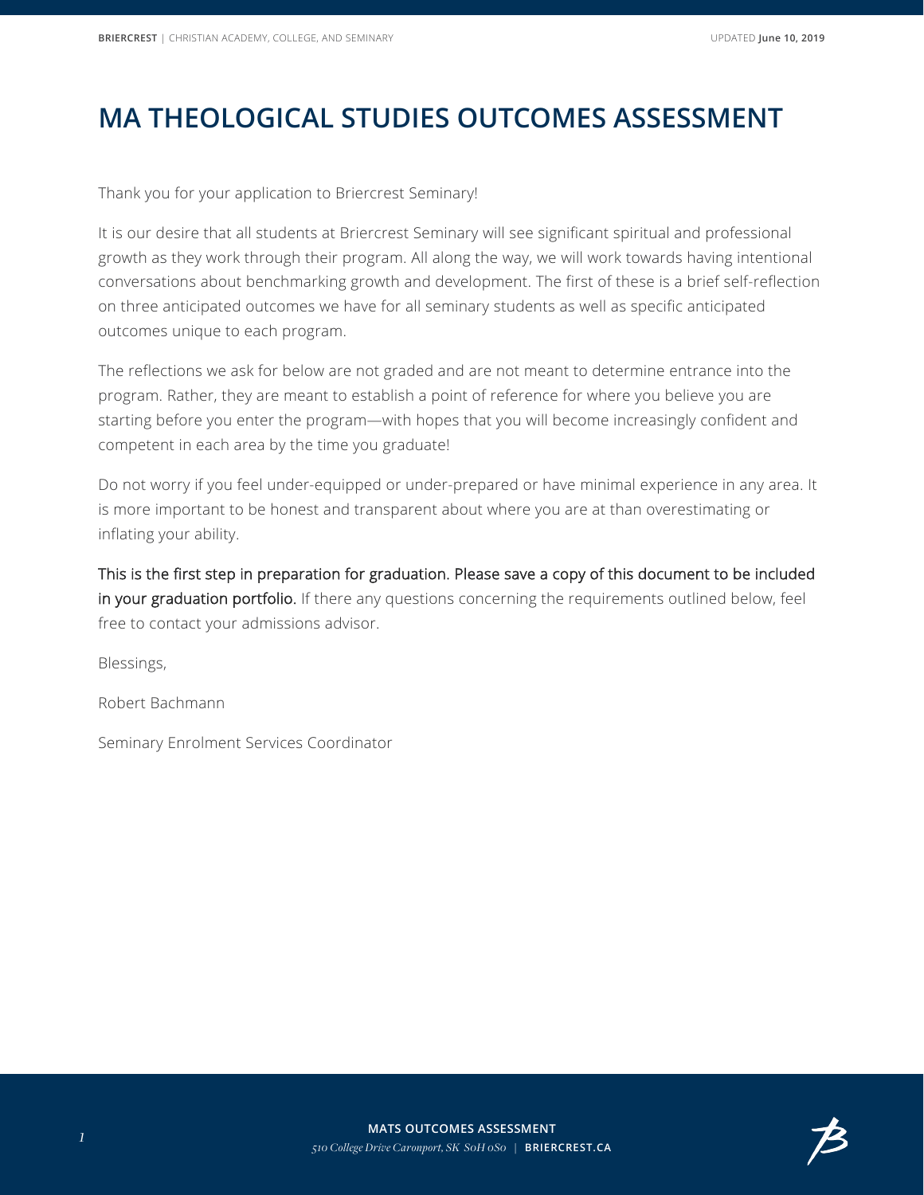# MA THEOLOGICAL STUDIES OUTCOMES ASSESSMENT

Thank you for your application to Briercrest Seminary!

It is our desire that all students at Briercrest Seminary will see significant spiritual and professional growth as they work through their program. All along the way, we will work towards having intentional conversations about benchmarking growth and development. The first of these is a brief self-reflection on three anticipated outcomes we have for all seminary students as well as specific anticipated outcomes unique to each program.

The reflections we ask for below are not graded and are not meant to determine entrance into the program. Rather, they are meant to establish a point of reference for where you believe you are starting before you enter the program—with hopes that you will become increasingly confident and competent in each area by the time you graduate!

Do not worry if you feel under-equipped or under-prepared or have minimal experience in any area. It is more important to be honest and transparent about where you are at than overestimating or inflating your ability.

This is the first step in preparation for graduation. Please save a copy of this document to be included in your graduation portfolio. If there any questions concerning the requirements outlined below, feel free to contact your admissions advisor.

Blessings,

Robert Bachmann

Seminary Enrolment Services Coordinator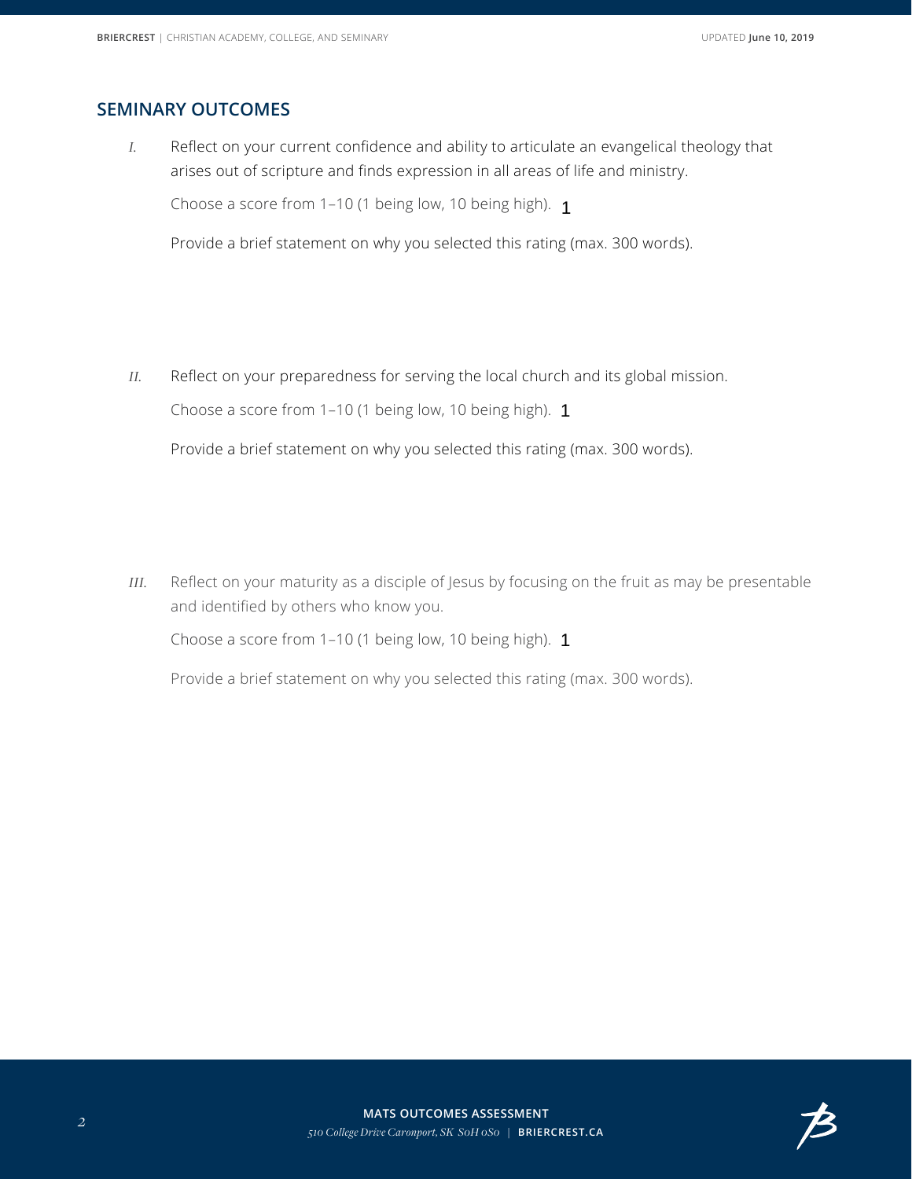## SEMINARY OUTCOMES

*I.* Reflect on your current confidence and ability to articulate an evangelical theology that arises out of scripture and finds expression in all areas of life and ministry.

Choose a score from 1–10 (1 being low, 10 being high). 1

Provide a brief statement on why you selected this rating (max. 300 words).

*II.* Reflect on your preparedness for serving the local church and its global mission.

Choose a score from 1–10 (1 being low, 10 being high). 1

Provide a brief statement on why you selected this rating (max. 300 words).

*III.* Reflect on your maturity as a disciple of Jesus by focusing on the fruit as may be presentable and identified by others who know you.

Choose a score from 1–10 (1 being low, 10 being high). 1

Provide a brief statement on why you selected this rating (max. 300 words).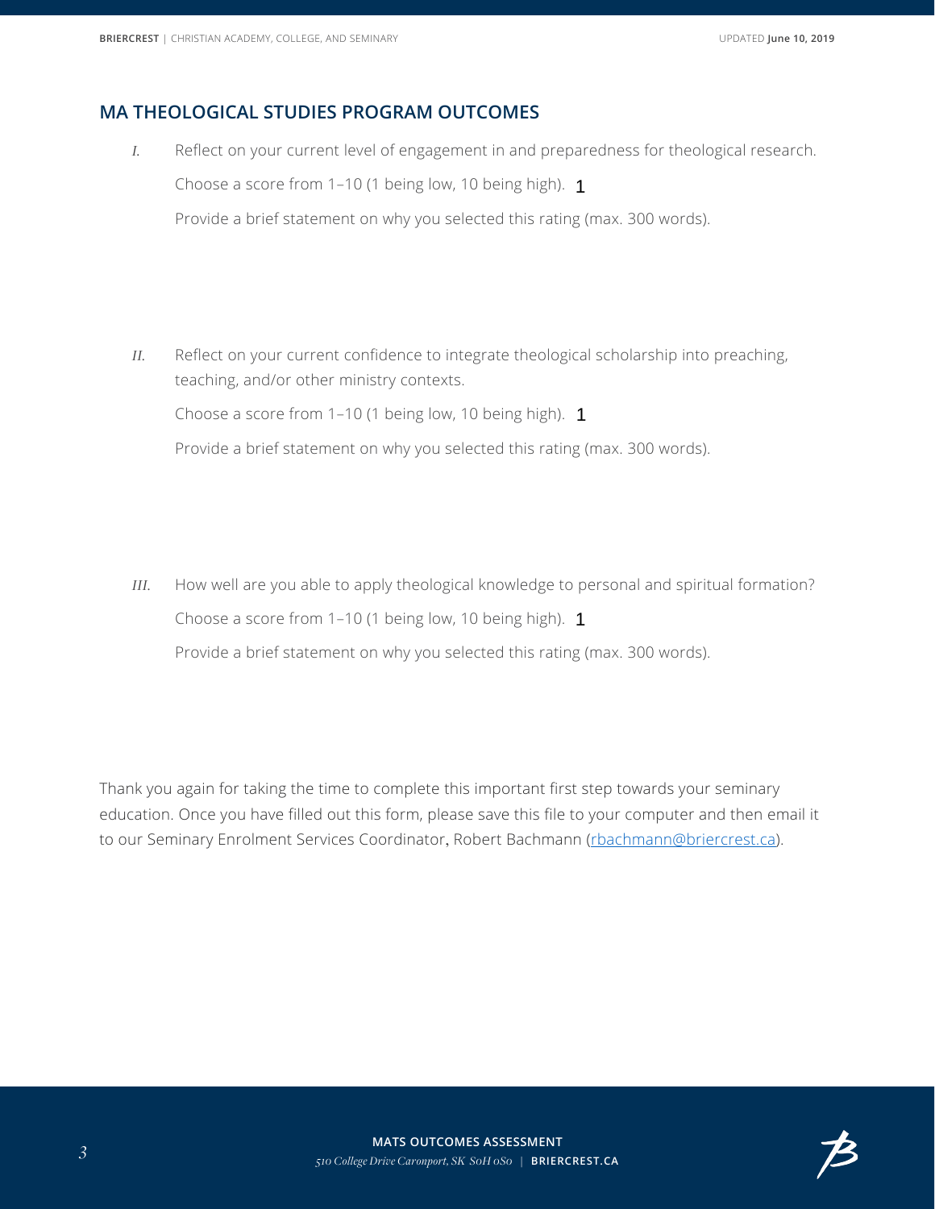## MA THEOLOGICAL STUDIES PROGRAM OUTCOMES

*I.* Reflect on your current level of engagement in and preparedness for theological research.

Choose a score from 1–10 (1 being low, 10 being high). 1

Provide a brief statement on why you selected this rating (max. 300 words).

*II.* Reflect on your current confidence to integrate theological scholarship into preaching, teaching, and/or other ministry contexts.

Choose a score from 1–10 (1 being low, 10 being high). 1

Provide a brief statement on why you selected this rating (max. 300 words).

*III.* How well are you able to apply theological knowledge to personal and spiritual formation?

Choose a score from 1–10 (1 being low, 10 being high). 1

Provide a brief statement on why you selected this rating (max. 300 words).

Thank you again for taking the time to complete this important first step towards your seminary education. Once you have filled out this form, please save this file to your computer and then email it to our Seminary Enrolment Services Coordinator, Robert Bachmann (rbachmann@briercrest.ca).